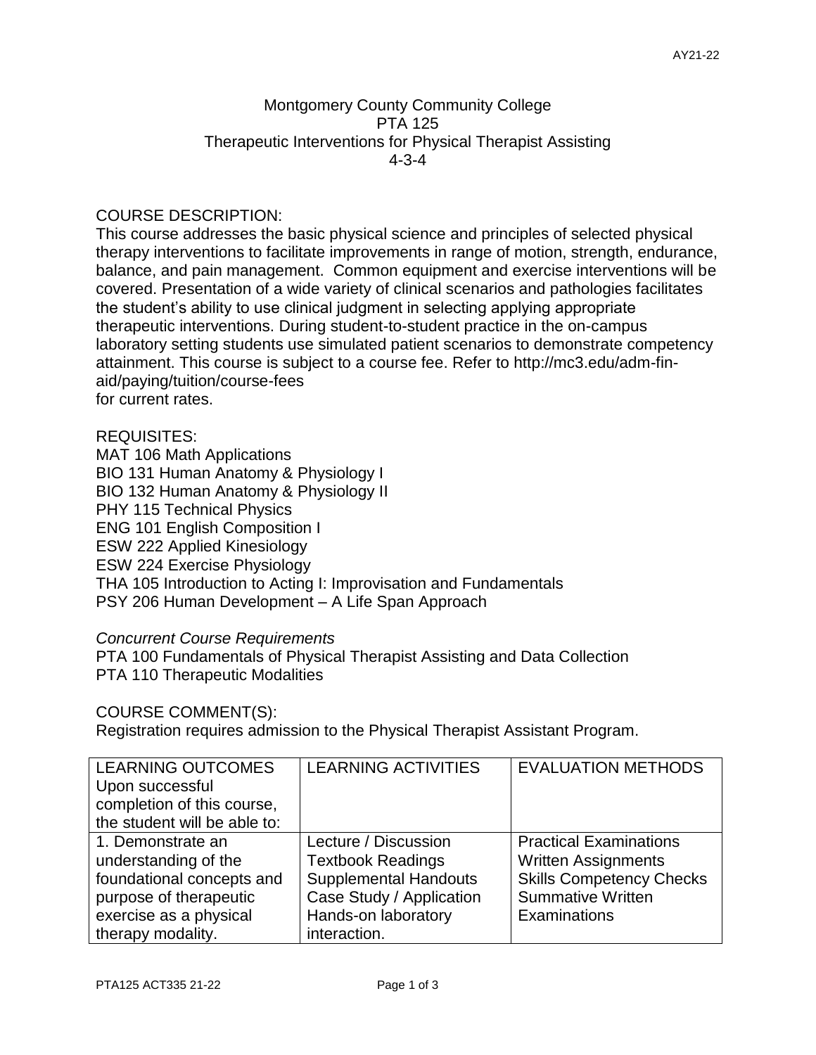# Montgomery County Community College
## PTA 125
## Therapeutic Interventions for Physical Therapist Assisting
4-3-4

COURSE DESCRIPTION:
This course addresses the basic physical science and principles of selected physical therapy interventions to facilitate improvements in range of motion, strength, endurance, balance, and pain management. Common equipment and exercise interventions will be covered. Presentation of a wide variety of clinical scenarios and pathologies facilitates the student's ability to use clinical judgment in selecting applying appropriate therapeutic interventions. During student-to-student practice in the on-campus laboratory setting students use simulated patient scenarios to demonstrate competency attainment. This course is subject to a course fee. Refer to http://mc3.edu/adm-fin-aid/paying/tuition/course-fees
for current rates.

REQUISITES:
MAT 106 Math Applications
BIO 131 Human Anatomy & Physiology I
BIO 132 Human Anatomy & Physiology II
PHY 115 Technical Physics
ENG 101 English Composition I
ESW 222 Applied Kinesiology
ESW 224 Exercise Physiology
THA 105 Introduction to Acting I: Improvisation and Fundamentals
PSY 206 Human Development – A Life Span Approach

*Concurrent Course Requirements*
PTA 100 Fundamentals of Physical Therapist Assisting and Data Collection
PTA 110 Therapeutic Modalities

COURSE COMMENT(S):
Registration requires admission to the Physical Therapist Assistant Program.

| LEARNING OUTCOMES Upon successful completion of this course, the student will be able to: | LEARNING ACTIVITIES | EVALUATION METHODS |
|---|---|---|
| 1. Demonstrate an understanding of the foundational concepts and purpose of therapeutic exercise as a physical therapy modality. | Lecture / Discussion<br>Textbook Readings<br>Supplemental Handouts<br>Case Study / Application<br>Hands-on laboratory interaction. | Practical Examinations<br>Written Assignments<br>Skills Competency Checks<br>Summative Written Examinations |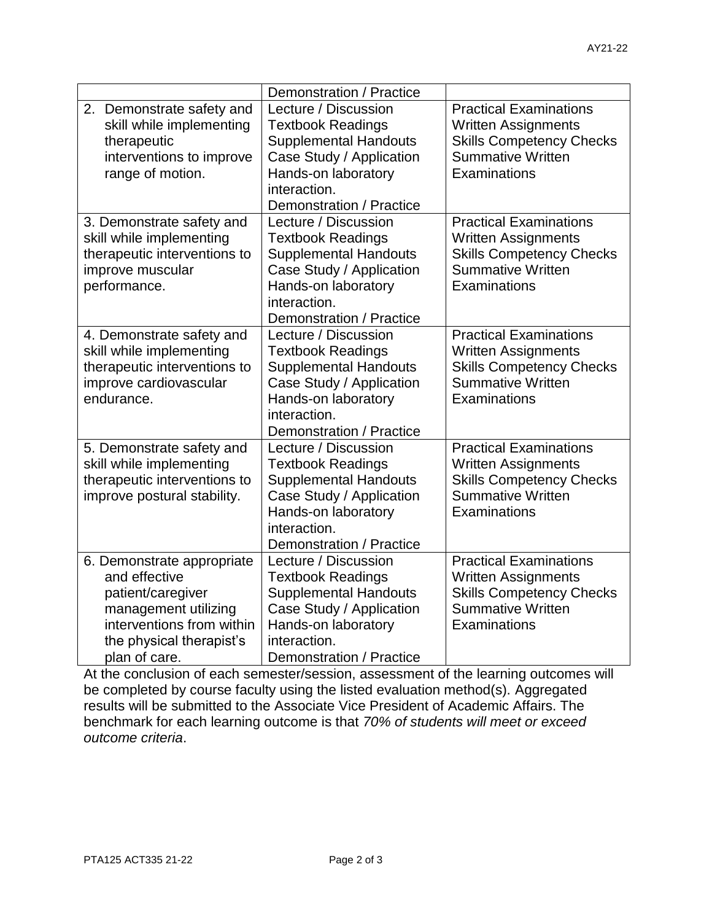| | | |
|---|---|---|
| | Demonstration / Practice | |
| 2. Demonstrate safety and skill while implementing therapeutic interventions to improve range of motion. | Lecture / Discussion<br>Textbook Readings<br>Supplemental Handouts<br>Case Study / Application<br>Hands-on laboratory interaction.<br>Demonstration / Practice | Practical Examinations<br>Written Assignments<br>Skills Competency Checks<br>Summative Written Examinations |
| 3. Demonstrate safety and skill while implementing therapeutic interventions to improve muscular performance. | Lecture / Discussion<br>Textbook Readings<br>Supplemental Handouts<br>Case Study / Application<br>Hands-on laboratory interaction.<br>Demonstration / Practice | Practical Examinations<br>Written Assignments<br>Skills Competency Checks<br>Summative Written Examinations |
| 4. Demonstrate safety and skill while implementing therapeutic interventions to improve cardiovascular endurance. | Lecture / Discussion<br>Textbook Readings<br>Supplemental Handouts<br>Case Study / Application<br>Hands-on laboratory interaction.<br>Demonstration / Practice | Practical Examinations<br>Written Assignments<br>Skills Competency Checks<br>Summative Written Examinations |
| 5. Demonstrate safety and skill while implementing therapeutic interventions to improve postural stability. | Lecture / Discussion<br>Textbook Readings<br>Supplemental Handouts<br>Case Study / Application<br>Hands-on laboratory interaction.<br>Demonstration / Practice | Practical Examinations<br>Written Assignments<br>Skills Competency Checks<br>Summative Written Examinations |
| 6. Demonstrate appropriate and effective patient/caregiver management utilizing interventions from within the physical therapist's plan of care. | Lecture / Discussion<br>Textbook Readings<br>Supplemental Handouts<br>Case Study / Application<br>Hands-on laboratory interaction.<br>Demonstration / Practice | Practical Examinations<br>Written Assignments<br>Skills Competency Checks<br>Summative Written Examinations |

At the conclusion of each semester/session, assessment of the learning outcomes will be completed by course faculty using the listed evaluation method(s). Aggregated results will be submitted to the Associate Vice President of Academic Affairs. The benchmark for each learning outcome is that *70% of students will meet or exceed outcome criteria*.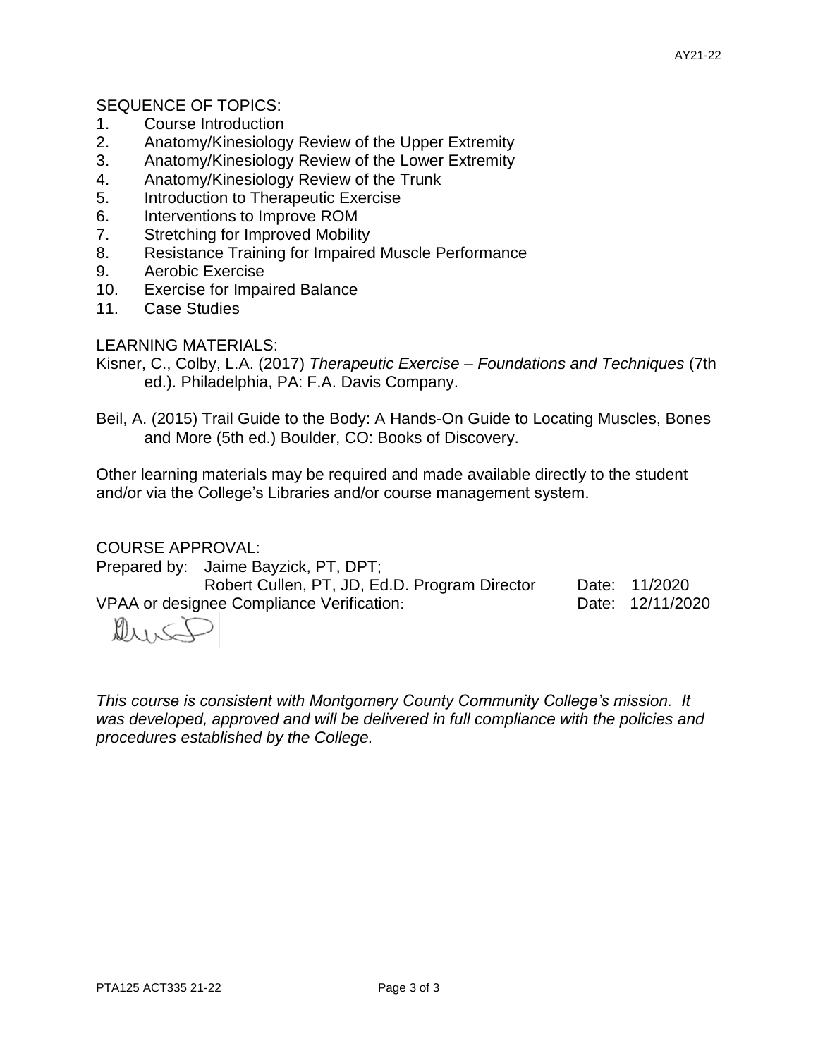SEQUENCE OF TOPICS:

1. Course Introduction
2. Anatomy/Kinesiology Review of the Upper Extremity
3. Anatomy/Kinesiology Review of the Lower Extremity
4. Anatomy/Kinesiology Review of the Trunk
5. Introduction to Therapeutic Exercise
6. Interventions to Improve ROM
7. Stretching for Improved Mobility
8. Resistance Training for Impaired Muscle Performance
9. Aerobic Exercise
10. Exercise for Impaired Balance
11. Case Studies

LEARNING MATERIALS:

Kisner, C., Colby, L.A. (2017) *Therapeutic Exercise – Foundations and Techniques* (7th ed.). Philadelphia, PA: F.A. Davis Company.

Beil, A. (2015) Trail Guide to the Body: A Hands-On Guide to Locating Muscles, Bones and More (5th ed.) Boulder, CO: Books of Discovery.

Other learning materials may be required and made available directly to the student and/or via the College's Libraries and/or course management system.

COURSE APPROVAL:

Prepared by: Jaime Bayzick, PT, DPT;
Robert Cullen, PT, JD, Ed.D. Program Director Date: 11/2020

VPAA or designee Compliance Verification: Date: 12/11/2020

*This course is consistent with Montgomery County Community College's mission. It was developed, approved and will be delivered in full compliance with the policies and procedures established by the College.*